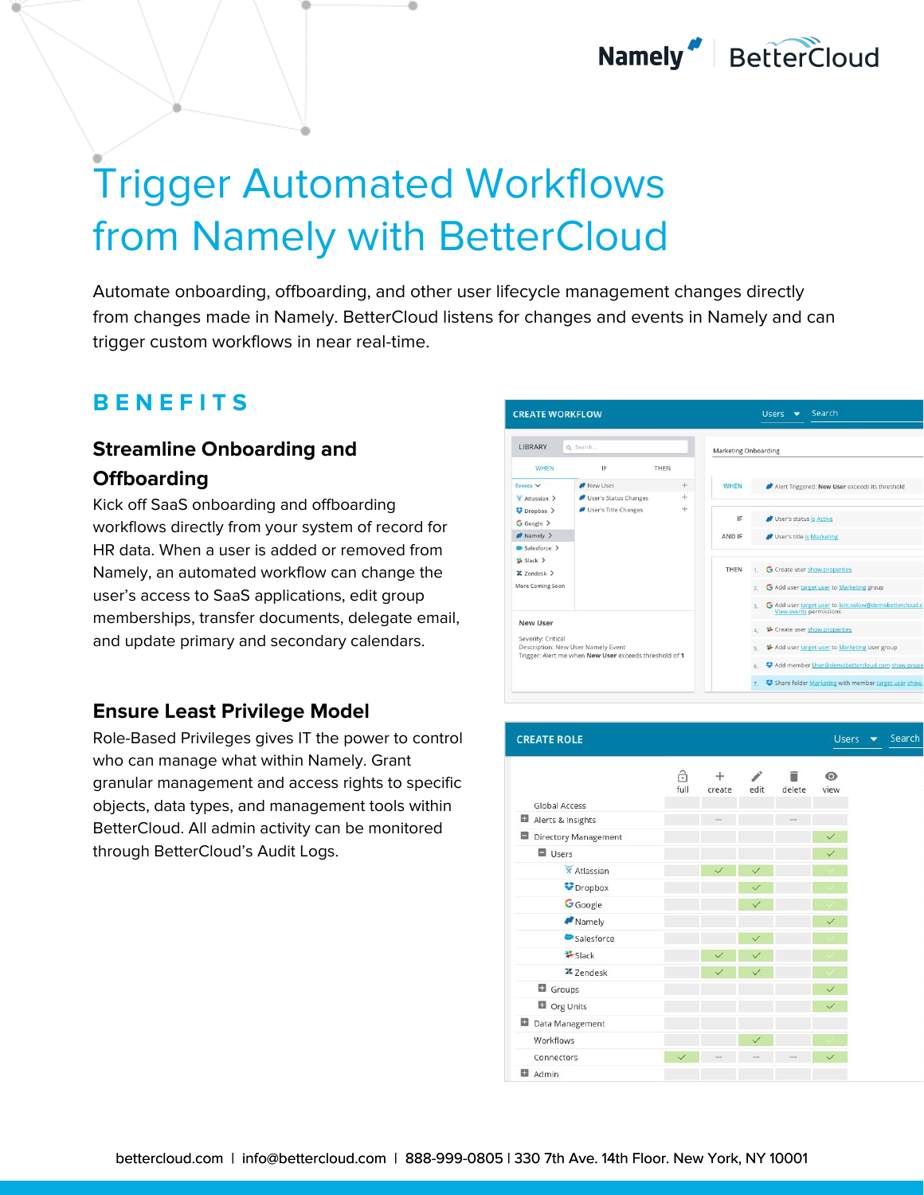# Trigger Automated Workflows from Namely with BetterCloud

Automate onboarding, offboarding, and other user lifecycle management changes directly from changes made in Namely. BetterCloud listens for changes and events in Namely and can trigger custom workflows in near real-time.

## BENEFITS

### Streamline Onboarding and Offboarding

Kick off SaaS onboarding and offboarding workflows directly from your system of record for HR data. When a user is added or removed from Namely, an automated workflow can change the user's access to SaaS applications, edit group memberships, transfer documents, delegate email, and update primary and secondary calendars.

### Ensure Least Privilege Model

Role-Based Privileges gives IT the power to control who can manage what within Namely. Grant granular management and access rights to specific objects, data types, and management tools within BetterCloud. All admin activity can be monitored through BetterCloud's Audit Logs.

bettercloud.com | info@bettercloud.com | 888-999-0805 | 330 7th Ave. 14th Floor. New York, NY 10001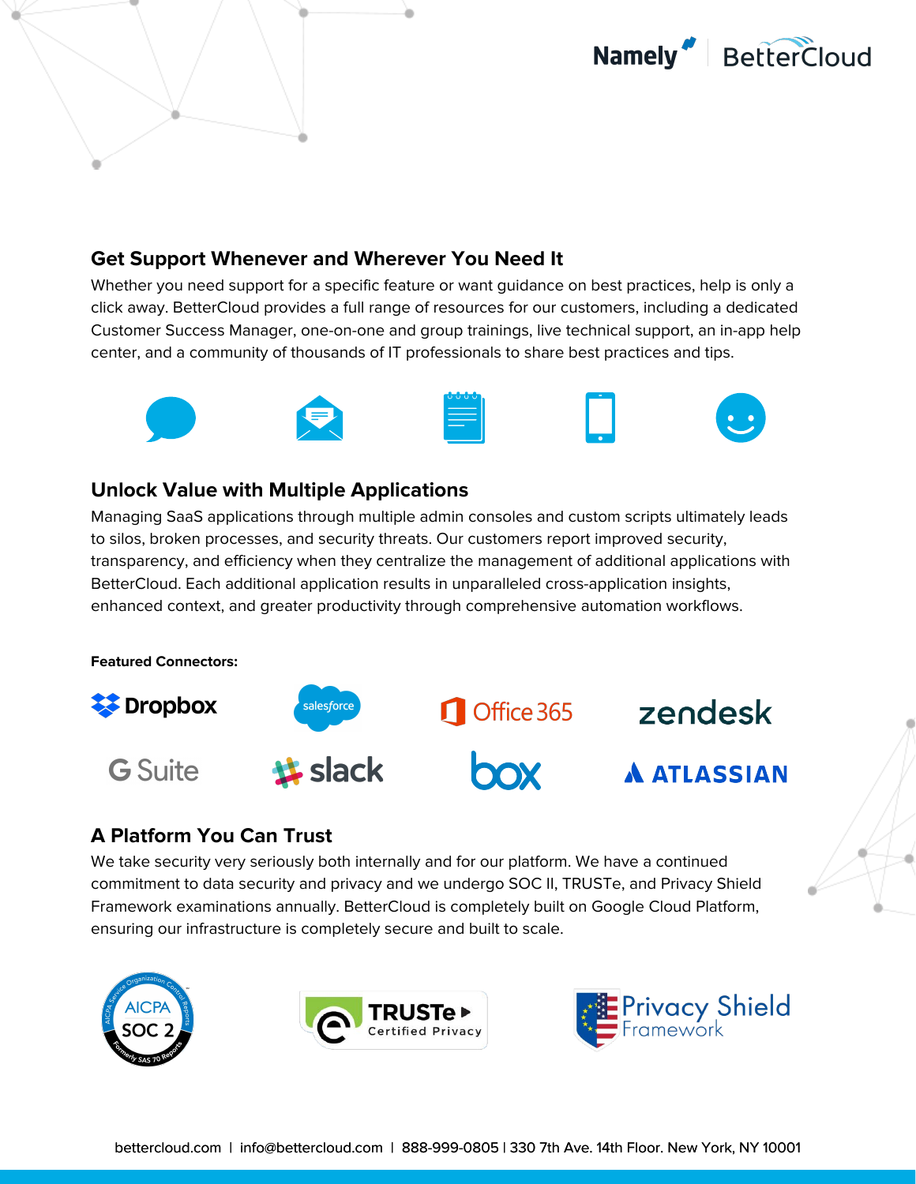## Get Support Whenever and Wherever You Need It

Whether you need support for a specific feature or want guidance on best practices, help is only a click away. BetterCloud provides a full range of resources for our customers, including a dedicated Customer Success Manager, one-on-one and group trainings, live technical support, an in-app help center, and a community of thousands of IT professionals to share best practices and tips.

## Unlock Value with Multiple Applications

Managing SaaS applications through multiple admin consoles and custom scripts ultimately leads to silos, broken processes, and security threats. Our customers report improved security, transparency, and efficiency when they centralize the management of additional applications with BetterCloud. Each additional application results in unparalleled cross-application insights, enhanced context, and greater productivity through comprehensive automation workflows.

**Featured Connectors:**

Dropbox, salesforce, Office 365, zendesk, G Suite, slack, box, ATLASSIAN

## A Platform You Can Trust

We take security very seriously both internally and for our platform. We have a continued commitment to data security and privacy and we undergo SOC II, TRUSTe, and Privacy Shield Framework examinations annually. BetterCloud is completely built on Google Cloud Platform, ensuring our infrastructure is completely secure and built to scale.

bettercloud.com | info@bettercloud.com | 888-999-0805 | 330 7th Ave. 14th Floor. New York, NY 10001